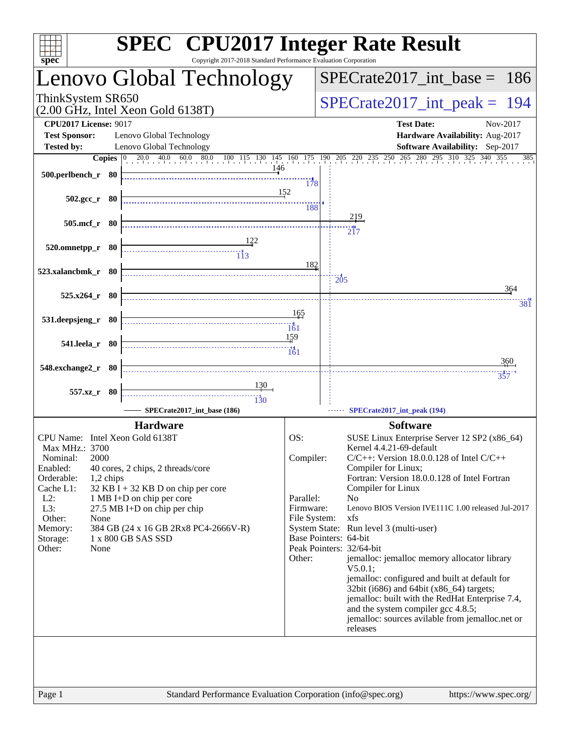# SPEC CPU2017 Integer Rate Result

Copyright 2017-2018 Standard Performance Evaluation Corporation

## Lenovo Global Technology

ThinkSystem SR650
(2.00 GHz, Intel Xeon Gold 6138T)

SPECrate2017_int_base = 186

SPECrate2017_int_peak = 194

| | | | |
|---|---|---|---|
| **CPU2017 License:** | 9017 | **Test Date:** | Nov-2017 |
| **Test Sponsor:** | Lenovo Global Technology | **Hardware Availability:** | Aug-2017 |
| **Tested by:** | Lenovo Global Technology | **Software Availability:** | Sep-2017 |

Copies | 0 20.0 40.0 60.0 80.0 100 115 130 145 160 175 190 205 220 235 250 265 280 295 310 325 340 355 385

500.perlbench_r 80 — 146 — 178

502.gcc_r 80 — 152 — 188

505.mcf_r 80 — 219 — 217

520.omnetpp_r 80 — 122 — 113

523.xalancbmk_r 80 — 182 — 205

525.x264_r 80 — 364 — 381

531.deepsjeng_r 80 — 165 — 161

541.leela_r 80 — 159 — 161

548.exchange2_r 80 — 360 — 357

557.xz_r 80 — 130 — 130

SPECrate2017_int_base (186)

SPECrate2017_int_peak (194)

### Hardware

| | |
|---|---|
| CPU Name: | Intel Xeon Gold 6138T |
| Max MHz.: | 3700 |
| Nominal: | 2000 |
| Enabled: | 40 cores, 2 chips, 2 threads/core |
| Orderable: | 1,2 chips |
| Cache L1: | 32 KB I + 32 KB D on chip per core |
| L2: | 1 MB I+D on chip per core |
| L3: | 27.5 MB I+D on chip per chip |
| Other: | None |
| Memory: | 384 GB (24 x 16 GB 2Rx8 PC4-2666V-R) |
| Storage: | 1 x 800 GB SAS SSD |
| Other: | None |

### Software

| | |
|---|---|
| OS: | SUSE Linux Enterprise Server 12 SP2 (x86_64) Kernel 4.4.21-69-default |
| Compiler: | C/C++: Version 18.0.0.128 of Intel C/C++ Compiler for Linux; Fortran: Version 18.0.0.128 of Intel Fortran Compiler for Linux |
| Parallel: | No |
| Firmware: | Lenovo BIOS Version IVE111C 1.00 released Jul-2017 |
| File System: | xfs |
| System State: | Run level 3 (multi-user) |
| Base Pointers: | 64-bit |
| Peak Pointers: | 32/64-bit |
| Other: | jemalloc: jemalloc memory allocator library V5.0.1; jemalloc: configured and built at default for 32bit (i686) and 64bit (x86_64) targets; jemalloc: built with the RedHat Enterprise 7.4, and the system compiler gcc 4.8.5; jemalloc: sources avilable from jemalloc.net or releases |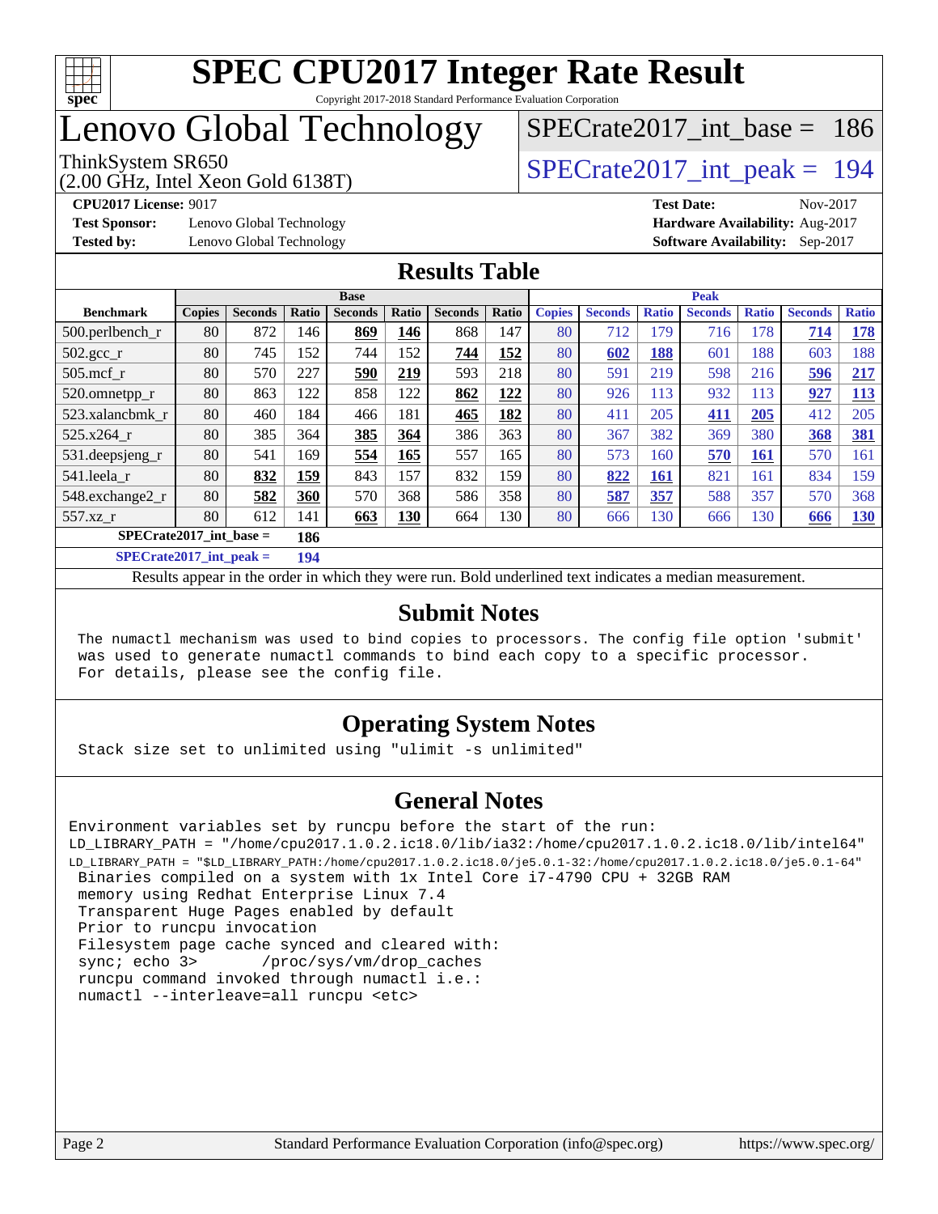# SPEC CPU2017 Integer Rate Result

Copyright 2017-2018 Standard Performance Evaluation Corporation

# Lenovo Global Technology

ThinkSystem SR650
(2.00 GHz, Intel Xeon Gold 6138T)

SPECrate2017_int_base = 186

SPECrate2017_int_peak = 194

**CPU2017 License:** 9017
**Test Sponsor:** Lenovo Global Technology
**Tested by:** Lenovo Global Technology

**Test Date:** Nov-2017
**Hardware Availability:** Aug-2017
**Software Availability:** Sep-2017

## Results Table

| | Base | | | | | | | Peak | | | | | | |
|---|---|---|---|---|---|---|---|---|---|---|---|---|---|---|
| **Benchmark** | **Copies** | **Seconds** | **Ratio** | **Seconds** | **Ratio** | **Seconds** | **Ratio** | **Copies** | **Seconds** | **Ratio** | **Seconds** | **Ratio** | **Seconds** | **Ratio** |
| 500.perlbench_r | 80 | 872 | 146 | **869** | **146** | 868 | 147 | 80 | 712 | 179 | 716 | 178 | **714** | **178** |
| 502.gcc_r | 80 | 745 | 152 | 744 | 152 | **744** | **152** | 80 | **602** | **188** | 601 | 188 | 603 | 188 |
| 505.mcf_r | 80 | 570 | 227 | **590** | **219** | 593 | 218 | 80 | 591 | 219 | 598 | 216 | **596** | **217** |
| 520.omnetpp_r | 80 | 863 | 122 | 858 | 122 | **862** | **122** | 80 | 926 | 113 | 932 | 113 | **927** | **113** |
| 523.xalancbmk_r | 80 | 460 | 184 | 466 | 181 | **465** | **182** | 80 | 411 | 205 | **411** | **205** | 412 | 205 |
| 525.x264_r | 80 | 385 | 364 | **385** | **364** | 386 | 363 | 80 | 367 | 382 | 369 | 380 | **368** | **381** |
| 531.deepsjeng_r | 80 | 541 | 169 | **554** | **165** | 557 | 165 | 80 | 573 | 160 | **570** | **161** | 570 | 161 |
| 541.leela_r | 80 | **832** | **159** | 843 | 157 | 832 | 159 | 80 | **822** | **161** | 821 | 161 | 834 | 159 |
| 548.exchange2_r | 80 | **582** | **360** | 570 | 368 | 586 | 358 | 80 | **587** | **357** | 588 | 357 | 570 | 368 |
| 557.xz_r | 80 | 612 | 141 | **663** | **130** | 664 | 130 | 80 | 666 | 130 | 666 | 130 | **666** | **130** |

**SPECrate2017_int_base = 186**

**SPECrate2017_int_peak = 194**

Results appear in the order in which they were run. Bold underlined text indicates a median measurement.

## Submit Notes

```
The numactl mechanism was used to bind copies to processors. The config file option 'submit'
was used to generate numactl commands to bind each copy to a specific processor.
For details, please see the config file.
```

## Operating System Notes

```
Stack size set to unlimited using "ulimit -s unlimited"
```

## General Notes

```
Environment variables set by runcpu before the start of the run:
LD_LIBRARY_PATH = "/home/cpu2017.1.0.2.ic18.0/lib/ia32:/home/cpu2017.1.0.2.ic18.0/lib/intel64"
LD_LIBRARY_PATH = "$LD_LIBRARY_PATH:/home/cpu2017.1.0.2.ic18.0/je5.0.1-32:/home/cpu2017.1.0.2.ic18.0/je5.0.1-64"
 Binaries compiled on a system with 1x Intel Core i7-4790 CPU + 32GB RAM
 memory using Redhat Enterprise Linux 7.4
 Transparent Huge Pages enabled by default
 Prior to runcpu invocation
 Filesystem page cache synced and cleared with:
 sync; echo 3>       /proc/sys/vm/drop_caches
 runcpu command invoked through numactl i.e.:
 numactl --interleave=all runcpu <etc>
```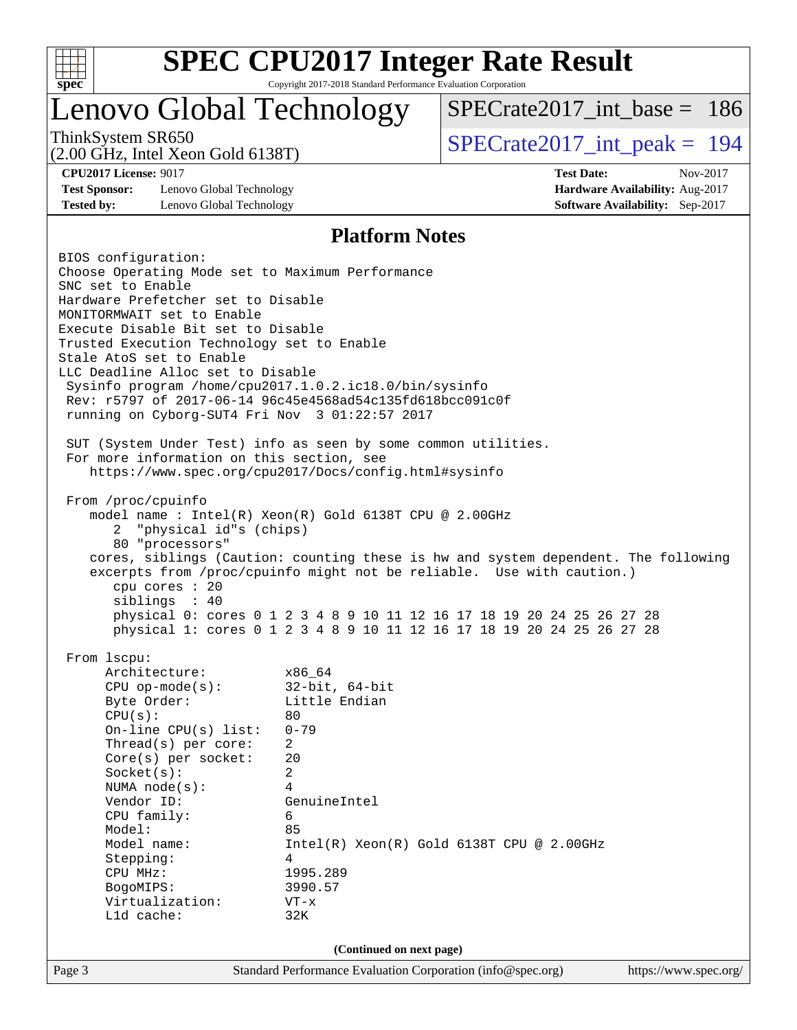# SPEC CPU2017 Integer Rate Result

Copyright 2017-2018 Standard Performance Evaluation Corporation

## Lenovo Global Technology

ThinkSystem SR650
(2.00 GHz, Intel Xeon Gold 6138T)

SPECrate2017_int_base = 186

SPECrate2017_int_peak = 194

**CPU2017 License:** 9017
**Test Sponsor:** Lenovo Global Technology
**Tested by:** Lenovo Global Technology

**Test Date:** Nov-2017
**Hardware Availability:** Aug-2017
**Software Availability:** Sep-2017

### Platform Notes

```
BIOS configuration:
Choose Operating Mode set to Maximum Performance
SNC set to Enable
Hardware Prefetcher set to Disable
MONITORMWAIT set to Enable
Execute Disable Bit set to Disable
Trusted Execution Technology set to Enable
Stale AtoS set to Enable
LLC Deadline Alloc set to Disable
 Sysinfo program /home/cpu2017.1.0.2.ic18.0/bin/sysinfo
 Rev: r5797 of 2017-06-14 96c45e4568ad54c135fd618bcc091c0f
 running on Cyborg-SUT4 Fri Nov  3 01:22:57 2017

 SUT (System Under Test) info as seen by some common utilities.
 For more information on this section, see
    https://www.spec.org/cpu2017/Docs/config.html#sysinfo

 From /proc/cpuinfo
    model name : Intel(R) Xeon(R) Gold 6138T CPU @ 2.00GHz
       2  "physical id"s (chips)
       80 "processors"
    cores, siblings (Caution: counting these is hw and system dependent. The following
    excerpts from /proc/cpuinfo might not be reliable.  Use with caution.)
       cpu cores : 20
       siblings  : 40
       physical 0: cores 0 1 2 3 4 8 9 10 11 12 16 17 18 19 20 24 25 26 27 28
       physical 1: cores 0 1 2 3 4 8 9 10 11 12 16 17 18 19 20 24 25 26 27 28

 From lscpu:
      Architecture:          x86_64
      CPU op-mode(s):        32-bit, 64-bit
      Byte Order:            Little Endian
      CPU(s):                80
      On-line CPU(s) list:   0-79
      Thread(s) per core:    2
      Core(s) per socket:    20
      Socket(s):             2
      NUMA node(s):          4
      Vendor ID:             GenuineIntel
      CPU family:            6
      Model:                 85
      Model name:            Intel(R) Xeon(R) Gold 6138T CPU @ 2.00GHz
      Stepping:              4
      CPU MHz:               1995.289
      BogoMIPS:              3990.57
      Virtualization:        VT-x
      L1d cache:             32K
```

(Continued on next page)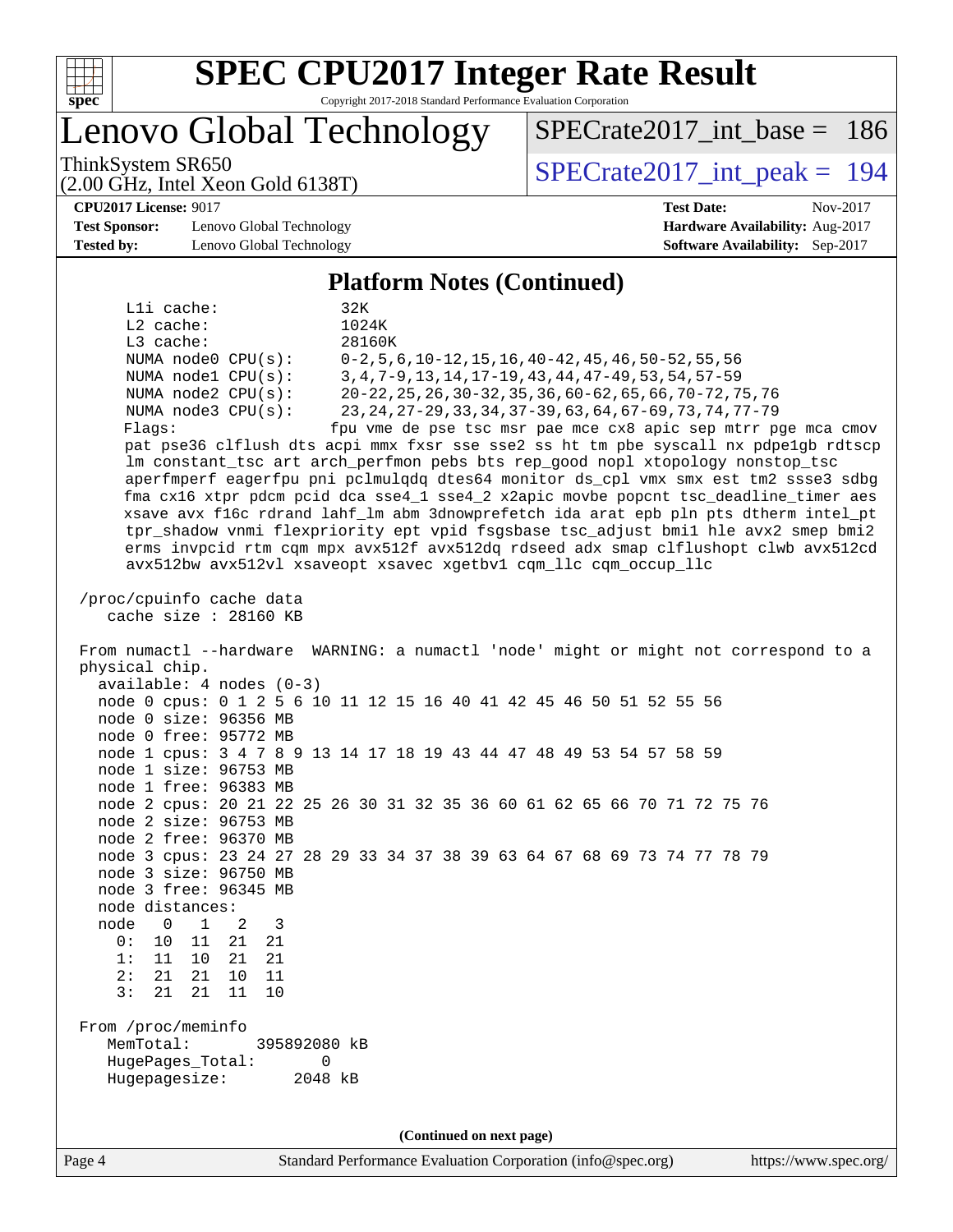## Platform Notes (Continued)

```
     L1i cache:             32K
     L2 cache:              1024K
     L3 cache:              28160K
     NUMA node0 CPU(s):     0-2,5,6,10-12,15,16,40-42,45,46,50-52,55,56
     NUMA node1 CPU(s):     3,4,7-9,13,14,17-19,43,44,47-49,53,54,57-59
     NUMA node2 CPU(s):     20-22,25,26,30-32,35,36,60-62,65,66,70-72,75,76
     NUMA node3 CPU(s):     23,24,27-29,33,34,37-39,63,64,67-69,73,74,77-79
     Flags:                fpu vme de pse tsc msr pae mce cx8 apic sep mtrr pge mca cmov
     pat pse36 clflush dts acpi mmx fxsr sse sse2 ss ht tm pbe syscall nx pdpe1gb rdtscp
     lm constant_tsc art arch_perfmon pebs bts rep_good nopl xtopology nonstop_tsc
     aperfmperf eagerfpu pni pclmulqdq dtes64 monitor ds_cpl vmx smx est tm2 ssse3 sdbg
     fma cx16 xtpr pdcm pcid dca sse4_1 sse4_2 x2apic movbe popcnt tsc_deadline_timer aes
     xsave avx f16c rdrand lahf_lm abm 3dnowprefetch ida arat epb pln pts dtherm intel_pt
     tpr_shadow vnmi flexpriority ept vpid fsgsbase tsc_adjust bmi1 hle avx2 smep bmi2
     erms invpcid rtm cqm mpx avx512f avx512dq rdseed adx smap clflushopt clwb avx512cd
     avx512bw avx512vl xsaveopt xsavec xgetbv1 cqm_llc cqm_occup_llc

 /proc/cpuinfo cache data
    cache size : 28160 KB

 From numactl --hardware  WARNING: a numactl 'node' might or might not correspond to a
 physical chip.
   available: 4 nodes (0-3)
   node 0 cpus: 0 1 2 5 6 10 11 12 15 16 40 41 42 45 46 50 51 52 55 56
   node 0 size: 96356 MB
   node 0 free: 95772 MB
   node 1 cpus: 3 4 7 8 9 13 14 17 18 19 43 44 47 48 49 53 54 57 58 59
   node 1 size: 96753 MB
   node 1 free: 96383 MB
   node 2 cpus: 20 21 22 25 26 30 31 32 35 36 60 61 62 65 66 70 71 72 75 76
   node 2 size: 96753 MB
   node 2 free: 96370 MB
   node 3 cpus: 23 24 27 28 29 33 34 37 38 39 63 64 67 68 69 73 74 77 78 79
   node 3 size: 96750 MB
   node 3 free: 96345 MB
   node distances:
   node   0   1   2   3
     0:  10  11  21  21
     1:  11  10  21  21
     2:  21  21  10  11
     3:  21  21  11  10

 From /proc/meminfo
    MemTotal:       395892080 kB
    HugePages_Total:       0
    Hugepagesize:       2048 kB
```

**(Continued on next page)**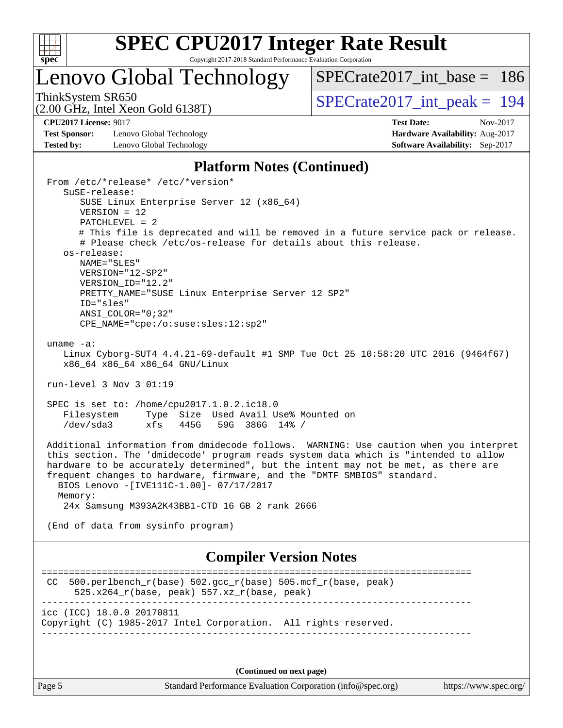# SPEC CPU2017 Integer Rate Result

Copyright 2017-2018 Standard Performance Evaluation Corporation

## Lenovo Global Technology

ThinkSystem SR650
(2.00 GHz, Intel Xeon Gold 6138T)

SPECrate2017_int_base = 186
SPECrate2017_int_peak = 194

**CPU2017 License:** 9017
**Test Sponsor:** Lenovo Global Technology
**Tested by:** Lenovo Global Technology

**Test Date:** Nov-2017
**Hardware Availability:** Aug-2017
**Software Availability:** Sep-2017

## Platform Notes (Continued)

```
From /etc/*release* /etc/*version*
   SuSE-release:
      SUSE Linux Enterprise Server 12 (x86_64)
      VERSION = 12
      PATCHLEVEL = 2
      # This file is deprecated and will be removed in a future service pack or release.
      # Please check /etc/os-release for details about this release.
   os-release:
      NAME="SLES"
      VERSION="12-SP2"
      VERSION_ID="12.2"
      PRETTY_NAME="SUSE Linux Enterprise Server 12 SP2"
      ID="sles"
      ANSI_COLOR="0;32"
      CPE_NAME="cpe:/o:suse:sles:12:sp2"

uname -a:
   Linux Cyborg-SUT4 4.4.21-69-default #1 SMP Tue Oct 25 10:58:20 UTC 2016 (9464f67)
   x86_64 x86_64 x86_64 GNU/Linux

run-level 3 Nov 3 01:19

SPEC is set to: /home/cpu2017.1.0.2.ic18.0
   Filesystem     Type  Size  Used Avail Use% Mounted on
   /dev/sda3      xfs   445G   59G  386G  14% /

Additional information from dmidecode follows.  WARNING: Use caution when you interpret
this section. The 'dmidecode' program reads system data which is "intended to allow
hardware to be accurately determined", but the intent may not be met, as there are
frequent changes to hardware, firmware, and the "DMTF SMBIOS" standard.
  BIOS Lenovo -[IVE111C-1.00]- 07/17/2017
  Memory:
   24x Samsung M393A2K43BB1-CTD 16 GB 2 rank 2666

(End of data from sysinfo program)
```

## Compiler Version Notes

```
==============================================================================
CC  500.perlbench_r(base) 502.gcc_r(base) 505.mcf_r(base, peak)
      525.x264_r(base, peak) 557.xz_r(base, peak)
------------------------------------------------------------------------------
icc (ICC) 18.0.0 20170811
Copyright (C) 1985-2017 Intel Corporation.  All rights reserved.
------------------------------------------------------------------------------
```

(Continued on next page)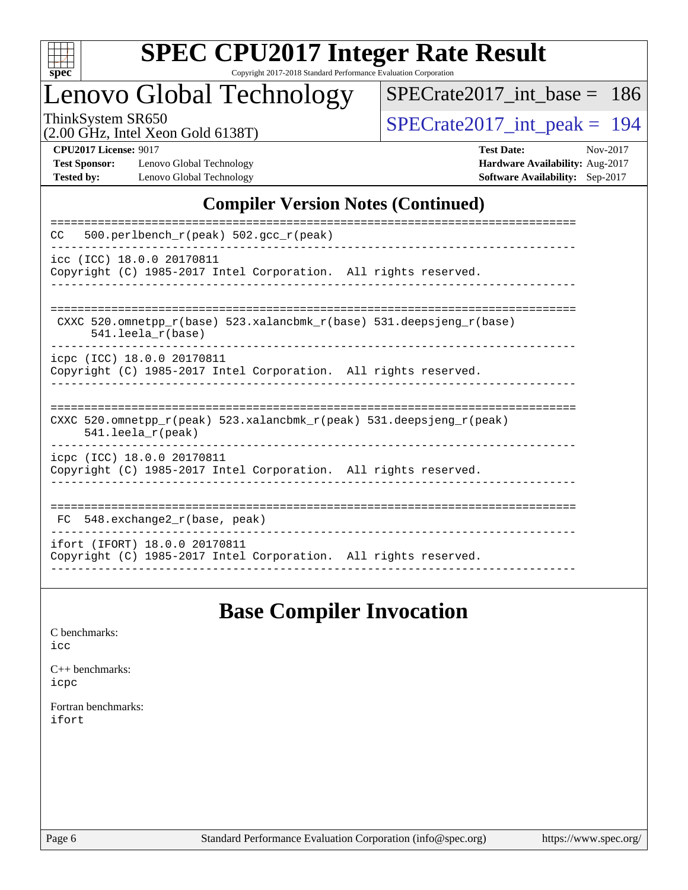## Compiler Version Notes (Continued)

```
==============================================================================
CC   500.perlbench_r(peak) 502.gcc_r(peak)
------------------------------------------------------------------------------
icc (ICC) 18.0.0 20170811
Copyright (C) 1985-2017 Intel Corporation.  All rights reserved.
------------------------------------------------------------------------------

==============================================================================
 CXXC 520.omnetpp_r(base) 523.xalancbmk_r(base) 531.deepsjeng_r(base)
      541.leela_r(base)
------------------------------------------------------------------------------
icpc (ICC) 18.0.0 20170811
Copyright (C) 1985-2017 Intel Corporation.  All rights reserved.
------------------------------------------------------------------------------

==============================================================================
CXXC 520.omnetpp_r(peak) 523.xalancbmk_r(peak) 531.deepsjeng_r(peak)
     541.leela_r(peak)
------------------------------------------------------------------------------
icpc (ICC) 18.0.0 20170811
Copyright (C) 1985-2017 Intel Corporation.  All rights reserved.
------------------------------------------------------------------------------

==============================================================================
 FC  548.exchange2_r(base, peak)
------------------------------------------------------------------------------
ifort (IFORT) 18.0.0 20170811
Copyright (C) 1985-2017 Intel Corporation.  All rights reserved.
------------------------------------------------------------------------------
```

## Base Compiler Invocation

C benchmarks:
icc

C++ benchmarks:
icpc

Fortran benchmarks:
ifort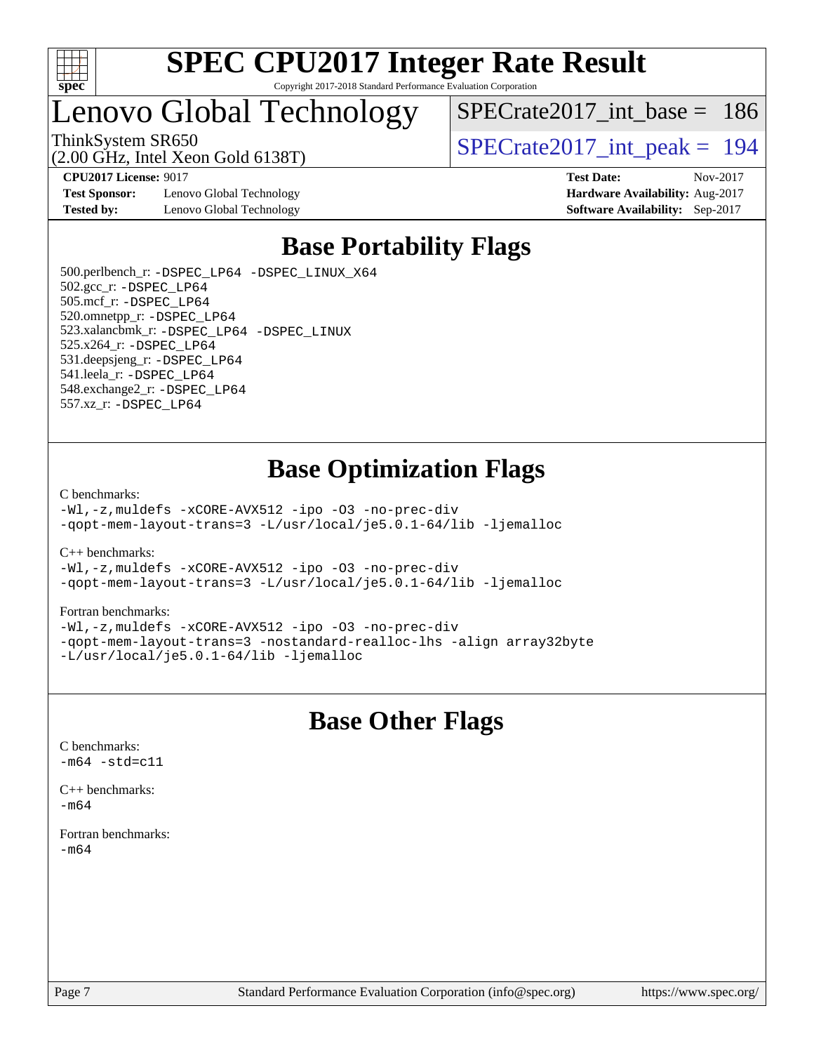# SPEC CPU2017 Integer Rate Result

Copyright 2017-2018 Standard Performance Evaluation Corporation

## Lenovo Global Technology

ThinkSystem SR650
(2.00 GHz, Intel Xeon Gold 6138T)

SPECrate2017_int_base = 186

SPECrate2017_int_peak = 194

**CPU2017 License:** 9017
**Test Sponsor:** Lenovo Global Technology
**Tested by:** Lenovo Global Technology

**Test Date:** Nov-2017
**Hardware Availability:** Aug-2017
**Software Availability:** Sep-2017

## Base Portability Flags

500.perlbench_r: -DSPEC_LP64 -DSPEC_LINUX_X64
502.gcc_r: -DSPEC_LP64
505.mcf_r: -DSPEC_LP64
520.omnetpp_r: -DSPEC_LP64
523.xalancbmk_r: -DSPEC_LP64 -DSPEC_LINUX
525.x264_r: -DSPEC_LP64
531.deepsjeng_r: -DSPEC_LP64
541.leela_r: -DSPEC_LP64
548.exchange2_r: -DSPEC_LP64
557.xz_r: -DSPEC_LP64

## Base Optimization Flags

C benchmarks:
-Wl,-z,muldefs -xCORE-AVX512 -ipo -O3 -no-prec-div
-qopt-mem-layout-trans=3 -L/usr/local/je5.0.1-64/lib -ljemalloc

C++ benchmarks:
-Wl,-z,muldefs -xCORE-AVX512 -ipo -O3 -no-prec-div
-qopt-mem-layout-trans=3 -L/usr/local/je5.0.1-64/lib -ljemalloc

Fortran benchmarks:
-Wl,-z,muldefs -xCORE-AVX512 -ipo -O3 -no-prec-div
-qopt-mem-layout-trans=3 -nostandard-realloc-lhs -align array32byte
-L/usr/local/je5.0.1-64/lib -ljemalloc

## Base Other Flags

C benchmarks:
-m64 -std=c11

C++ benchmarks:
-m64

Fortran benchmarks:
-m64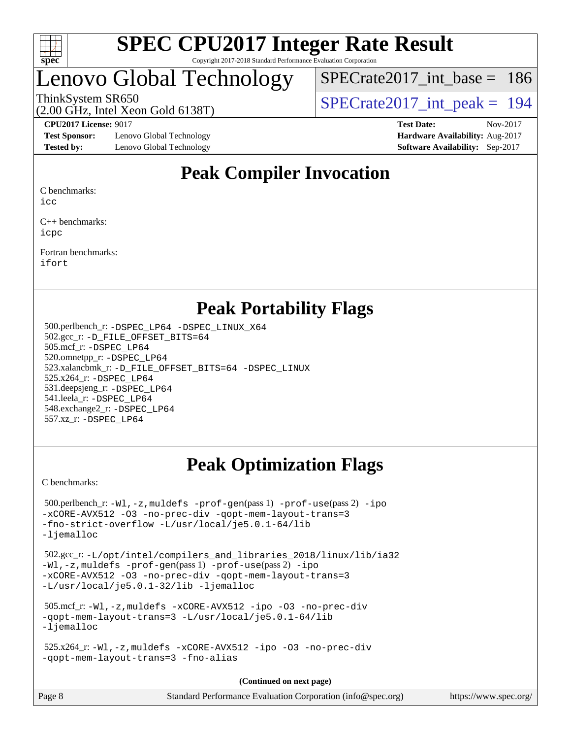# Peak Compiler Invocation

C benchmarks:
icc

C++ benchmarks:
icpc

Fortran benchmarks:
ifort

# Peak Portability Flags

500.perlbench_r: -DSPEC_LP64 -DSPEC_LINUX_X64
502.gcc_r: -D_FILE_OFFSET_BITS=64
505.mcf_r: -DSPEC_LP64
520.omnetpp_r: -DSPEC_LP64
523.xalancbmk_r: -D_FILE_OFFSET_BITS=64 -DSPEC_LINUX
525.x264_r: -DSPEC_LP64
531.deepsjeng_r: -DSPEC_LP64
541.leela_r: -DSPEC_LP64
548.exchange2_r: -DSPEC_LP64
557.xz_r: -DSPEC_LP64

# Peak Optimization Flags

C benchmarks:

500.perlbench_r: -Wl,-z,muldefs -prof-gen(pass 1) -prof-use(pass 2) -ipo -xCORE-AVX512 -O3 -no-prec-div -qopt-mem-layout-trans=3 -fno-strict-overflow -L/usr/local/je5.0.1-64/lib -ljemalloc

502.gcc_r: -L/opt/intel/compilers_and_libraries_2018/linux/lib/ia32 -Wl,-z,muldefs -prof-gen(pass 1) -prof-use(pass 2) -ipo -xCORE-AVX512 -O3 -no-prec-div -qopt-mem-layout-trans=3 -L/usr/local/je5.0.1-32/lib -ljemalloc

505.mcf_r: -Wl,-z,muldefs -xCORE-AVX512 -ipo -O3 -no-prec-div -qopt-mem-layout-trans=3 -L/usr/local/je5.0.1-64/lib -ljemalloc

525.x264_r: -Wl,-z,muldefs -xCORE-AVX512 -ipo -O3 -no-prec-div -qopt-mem-layout-trans=3 -fno-alias

(Continued on next page)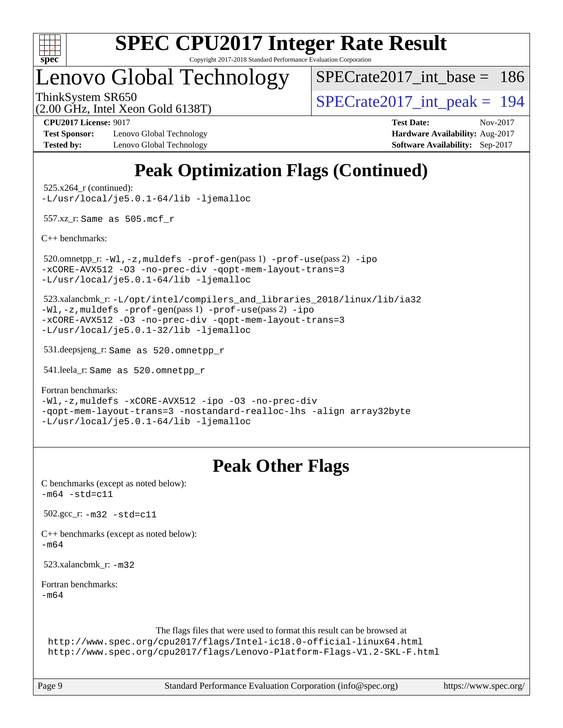# SPEC CPU2017 Integer Rate Result

Copyright 2017-2018 Standard Performance Evaluation Corporation

## Lenovo Global Technology

ThinkSystem SR650
(2.00 GHz, Intel Xeon Gold 6138T)

SPECrate2017_int_base = 186

SPECrate2017_int_peak = 194

**CPU2017 License:** 9017
**Test Sponsor:** Lenovo Global Technology
**Tested by:** Lenovo Global Technology

**Test Date:** Nov-2017
**Hardware Availability:** Aug-2017
**Software Availability:** Sep-2017

# Peak Optimization Flags (Continued)

525.x264_r (continued):
`-L/usr/local/je5.0.1-64/lib -ljemalloc`

557.xz_r: `Same as 505.mcf_r`

C++ benchmarks:

520.omnetpp_r: `-Wl,-z,muldefs -prof-gen(pass 1) -prof-use(pass 2) -ipo -xCORE-AVX512 -O3 -no-prec-div -qopt-mem-layout-trans=3 -L/usr/local/je5.0.1-64/lib -ljemalloc`

523.xalancbmk_r: `-L/opt/intel/compilers_and_libraries_2018/linux/lib/ia32 -Wl,-z,muldefs -prof-gen(pass 1) -prof-use(pass 2) -ipo -xCORE-AVX512 -O3 -no-prec-div -qopt-mem-layout-trans=3 -L/usr/local/je5.0.1-32/lib -ljemalloc`

531.deepsjeng_r: `Same as 520.omnetpp_r`

541.leela_r: `Same as 520.omnetpp_r`

Fortran benchmarks:
`-Wl,-z,muldefs -xCORE-AVX512 -ipo -O3 -no-prec-div -qopt-mem-layout-trans=3 -nostandard-realloc-lhs -align array32byte -L/usr/local/je5.0.1-64/lib -ljemalloc`

# Peak Other Flags

C benchmarks (except as noted below):
`-m64 -std=c11`

502.gcc_r: `-m32 -std=c11`

C++ benchmarks (except as noted below):
`-m64`

523.xalancbmk_r: `-m32`

Fortran benchmarks:
`-m64`

The flags files that were used to format this result can be browsed at
http://www.spec.org/cpu2017/flags/Intel-ic18.0-official-linux64.html
http://www.spec.org/cpu2017/flags/Lenovo-Platform-Flags-V1.2-SKL-F.html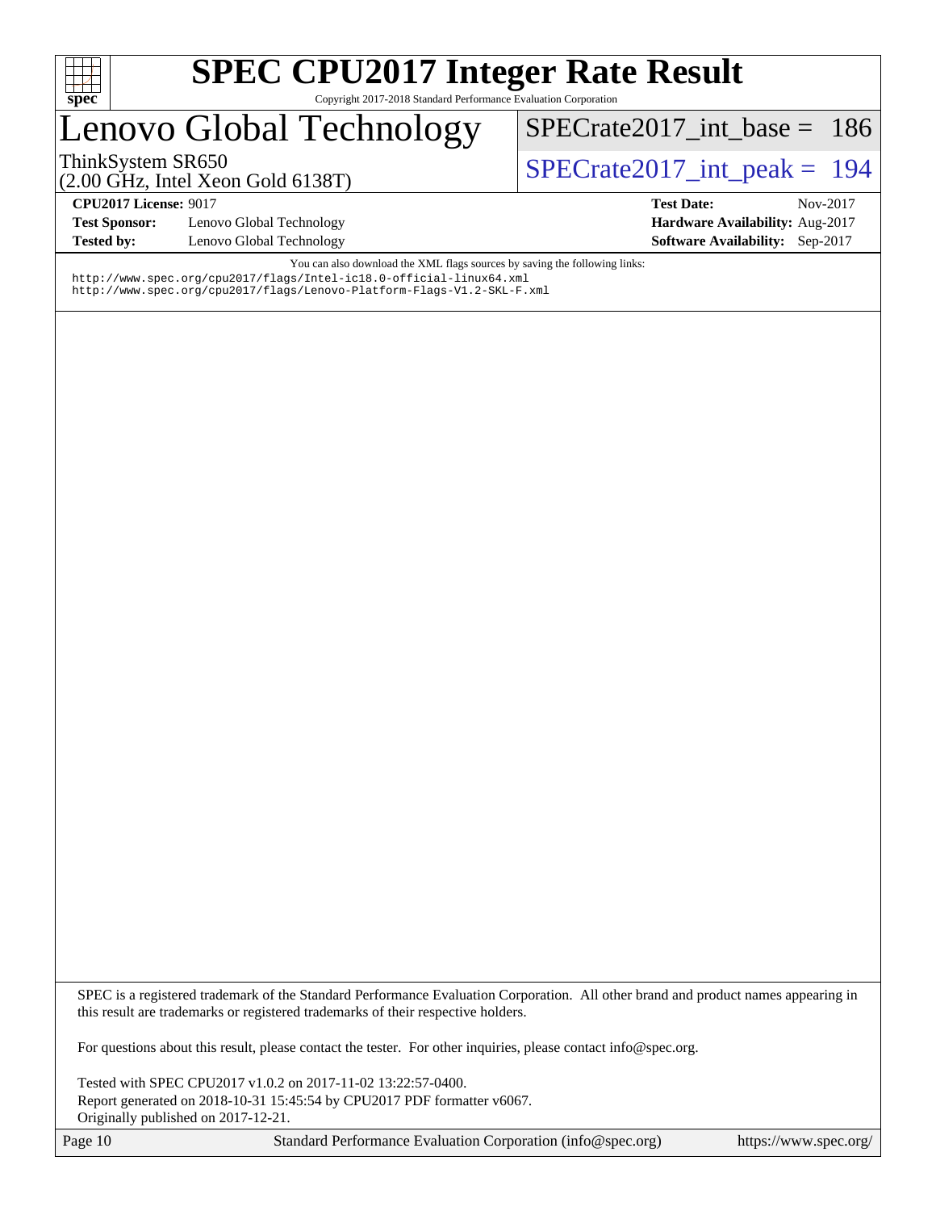# SPEC CPU2017 Integer Rate Result

Copyright 2017-2018 Standard Performance Evaluation Corporation

# Lenovo Global Technology

ThinkSystem SR650
(2.00 GHz, Intel Xeon Gold 6138T)

SPECrate2017_int_base = 186

SPECrate2017_int_peak = 194

**CPU2017 License:** 9017
**Test Sponsor:** Lenovo Global Technology
**Tested by:** Lenovo Global Technology

**Test Date:** Nov-2017
**Hardware Availability:** Aug-2017
**Software Availability:** Sep-2017

You can also download the XML flags sources by saving the following links:

```
http://www.spec.org/cpu2017/flags/Intel-ic18.0-official-linux64.xml
http://www.spec.org/cpu2017/flags/Lenovo-Platform-Flags-V1.2-SKL-F.xml
```

SPEC is a registered trademark of the Standard Performance Evaluation Corporation. All other brand and product names appearing in this result are trademarks or registered trademarks of their respective holders.

For questions about this result, please contact the tester. For other inquiries, please contact info@spec.org.

Tested with SPEC CPU2017 v1.0.2 on 2017-11-02 13:22:57-0400.
Report generated on 2018-10-31 15:45:54 by CPU2017 PDF formatter v6067.
Originally published on 2017-12-21.